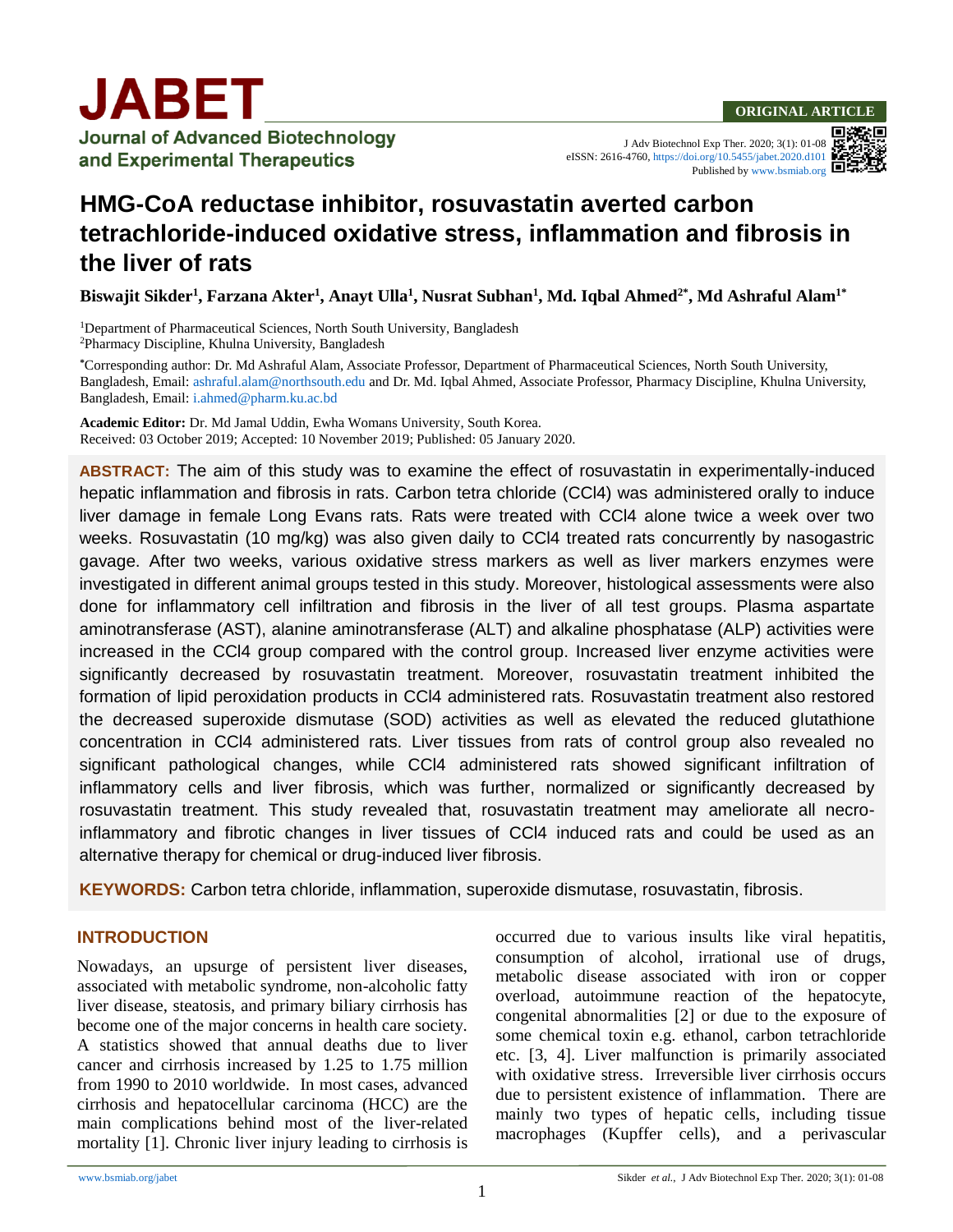ORIGINAL ARTICLE

# HMG-CoA reductase inhibitor, rosuvastatin averted carbon tetrachloride-induced oxidative stress, inflammation and fibrosis in the liver of rats

**Biswajit Sikder[1], Farzana Akter[1], Anayt Ulla[1], Nusrat Subhan[1], Md. Iqbal Ahmed[2*], Md Ashraful Alam[1*]**

[1]Department of Pharmaceutical Sciences, North South University, Bangladesh
[2]Pharmacy Discipline, Khulna University, Bangladesh

[*]Corresponding author: Dr. Md Ashraful Alam, Associate Professor, Department of Pharmaceutical Sciences, North South University, Bangladesh, Email: ashraful.alam@northsouth.edu and Dr. Md. Iqbal Ahmed, Associate Professor, Pharmacy Discipline, Khulna University, Bangladesh, Email: i.ahmed@pharm.ku.ac.bd

**Academic Editor:** Dr. Md Jamal Uddin, Ewha Womans University, South Korea.
Received: 03 October 2019; Accepted: 10 November 2019; Published: 05 January 2020.

**ABSTRACT:** The aim of this study was to examine the effect of rosuvastatin in experimentally-induced hepatic inflammation and fibrosis in rats. Carbon tetra chloride (CCl4) was administered orally to induce liver damage in female Long Evans rats. Rats were treated with CCl4 alone twice a week over two weeks. Rosuvastatin (10 mg/kg) was also given daily to CCl4 treated rats concurrently by nasogastric gavage. After two weeks, various oxidative stress markers as well as liver markers enzymes were investigated in different animal groups tested in this study. Moreover, histological assessments were also done for inflammatory cell infiltration and fibrosis in the liver of all test groups. Plasma aspartate aminotransferase (AST), alanine aminotransferase (ALT) and alkaline phosphatase (ALP) activities were increased in the CCl4 group compared with the control group. Increased liver enzyme activities were significantly decreased by rosuvastatin treatment. Moreover, rosuvastatin treatment inhibited the formation of lipid peroxidation products in CCl4 administered rats. Rosuvastatin treatment also restored the decreased superoxide dismutase (SOD) activities as well as elevated the reduced glutathione concentration in CCl4 administered rats. Liver tissues from rats of control group also revealed no significant pathological changes, while CCl4 administered rats showed significant infiltration of inflammatory cells and liver fibrosis, which was further, normalized or significantly decreased by rosuvastatin treatment. This study revealed that, rosuvastatin treatment may ameliorate all necro-inflammatory and fibrotic changes in liver tissues of CCl4 induced rats and could be used as an alternative therapy for chemical or drug-induced liver fibrosis.

**KEYWORDS:** Carbon tetra chloride, inflammation, superoxide dismutase, rosuvastatin, fibrosis.

## INTRODUCTION

Nowadays, an upsurge of persistent liver diseases, associated with metabolic syndrome, non-alcoholic fatty liver disease, steatosis, and primary biliary cirrhosis has become one of the major concerns in health care society. A statistics showed that annual deaths due to liver cancer and cirrhosis increased by 1.25 to 1.75 million from 1990 to 2010 worldwide. In most cases, advanced cirrhosis and hepatocellular carcinoma (HCC) are the main complications behind most of the liver-related mortality [1]. Chronic liver injury leading to cirrhosis is occurred due to various insults like viral hepatitis, consumption of alcohol, irrational use of drugs, metabolic disease associated with iron or copper overload, autoimmune reaction of the hepatocyte, congenital abnormalities [2] or due to the exposure of some chemical toxin e.g. ethanol, carbon tetrachloride etc. [3, 4]. Liver malfunction is primarily associated with oxidative stress. Irreversible liver cirrhosis occurs due to persistent existence of inflammation. There are mainly two types of hepatic cells, including tissue macrophages (Kupffer cells), and a perivascular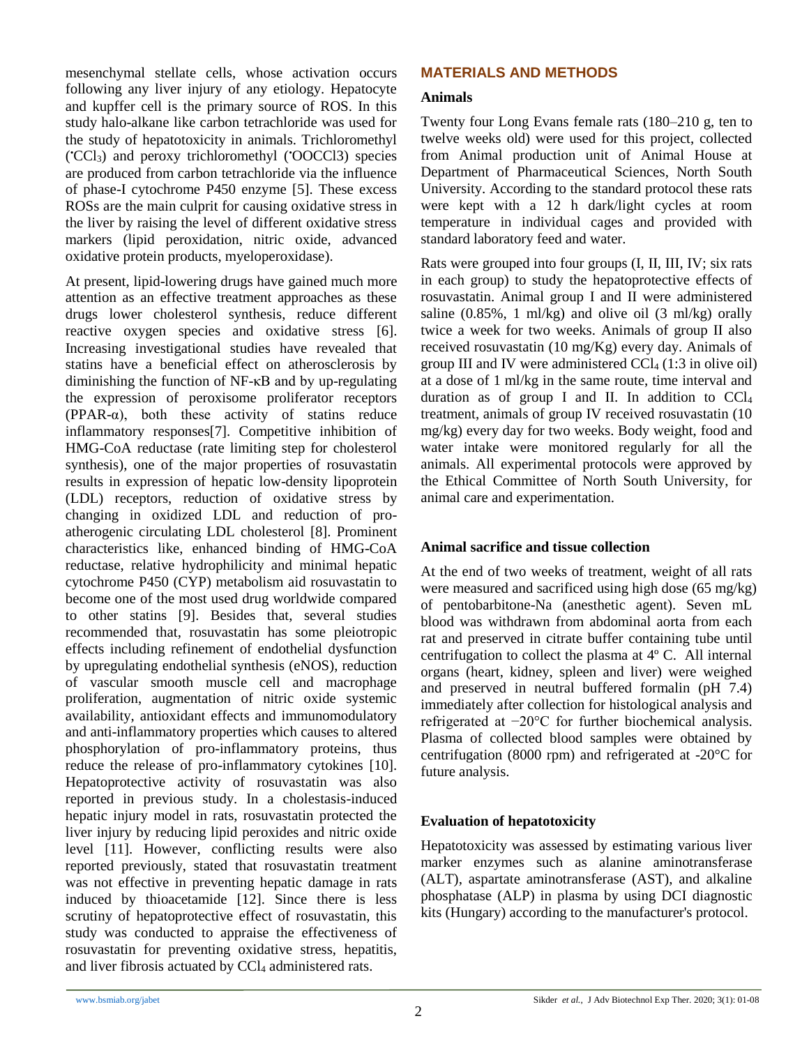mesenchymal stellate cells, whose activation occurs following any liver injury of any etiology. Hepatocyte and kupffer cell is the primary source of ROS. In this study halo-alkane like carbon tetrachloride was used for the study of hepatotoxicity in animals. Trichloromethyl (˙$CCl_3$) and peroxy trichloromethyl (˙$OOCCl_3$) species are produced from carbon tetrachloride via the influence of phase-I cytochrome P450 enzyme [5]. These excess ROSs are the main culprit for causing oxidative stress in the liver by raising the level of different oxidative stress markers (lipid peroxidation, nitric oxide, advanced oxidative protein products, myeloperoxidase).

At present, lipid-lowering drugs have gained much more attention as an effective treatment approaches as these drugs lower cholesterol synthesis, reduce different reactive oxygen species and oxidative stress [6]. Increasing investigational studies have revealed that statins have a beneficial effect on atherosclerosis by diminishing the function of NF-κB and by up-regulating the expression of peroxisome proliferator receptors (PPAR-α), both these activity of statins reduce inflammatory responses[7]. Competitive inhibition of HMG-CoA reductase (rate limiting step for cholesterol synthesis), one of the major properties of rosuvastatin results in expression of hepatic low-density lipoprotein (LDL) receptors, reduction of oxidative stress by changing in oxidized LDL and reduction of pro-atherogenic circulating LDL cholesterol [8]. Prominent characteristics like, enhanced binding of HMG-CoA reductase, relative hydrophilicity and minimal hepatic cytochrome P450 (CYP) metabolism aid rosuvastatin to become one of the most used drug worldwide compared to other statins [9]. Besides that, several studies recommended that, rosuvastatin has some pleiotropic effects including refinement of endothelial dysfunction by upregulating endothelial synthesis (eNOS), reduction of vascular smooth muscle cell and macrophage proliferation, augmentation of nitric oxide systemic availability, antioxidant effects and immunomodulatory and anti-inflammatory properties which causes to altered phosphorylation of pro-inflammatory proteins, thus reduce the release of pro-inflammatory cytokines [10]. Hepatoprotective activity of rosuvastatin was also reported in previous study. In a cholestasis-induced hepatic injury model in rats, rosuvastatin protected the liver injury by reducing lipid peroxides and nitric oxide level [11]. However, conflicting results were also reported previously, stated that rosuvastatin treatment was not effective in preventing hepatic damage in rats induced by thioacetamide [12]. Since there is less scrutiny of hepatoprotective effect of rosuvastatin, this study was conducted to appraise the effectiveness of rosuvastatin for preventing oxidative stress, hepatitis, and liver fibrosis actuated by $CCl_4$ administered rats.

## MATERIALS AND METHODS

### Animals

Twenty four Long Evans female rats (180–210 g, ten to twelve weeks old) were used for this project, collected from Animal production unit of Animal House at Department of Pharmaceutical Sciences, North South University. According to the standard protocol these rats were kept with a 12 h dark/light cycles at room temperature in individual cages and provided with standard laboratory feed and water.

Rats were grouped into four groups (I, II, III, IV; six rats in each group) to study the hepatoprotective effects of rosuvastatin. Animal group I and II were administered saline (0.85%, 1 ml/kg) and olive oil (3 ml/kg) orally twice a week for two weeks. Animals of group II also received rosuvastatin (10 mg/Kg) every day. Animals of group III and IV were administered $CCl_4$ (1:3 in olive oil) at a dose of 1 ml/kg in the same route, time interval and duration as of group I and II. In addition to $CCl_4$ treatment, animals of group IV received rosuvastatin (10 mg/kg) every day for two weeks. Body weight, food and water intake were monitored regularly for all the animals. All experimental protocols were approved by the Ethical Committee of North South University, for animal care and experimentation.

### Animal sacrifice and tissue collection

At the end of two weeks of treatment, weight of all rats were measured and sacrificed using high dose (65 mg/kg) of pentobarbitone-Na (anesthetic agent). Seven mL blood was withdrawn from abdominal aorta from each rat and preserved in citrate buffer containing tube until centrifugation to collect the plasma at 4º C. All internal organs (heart, kidney, spleen and liver) were weighed and preserved in neutral buffered formalin (pH 7.4) immediately after collection for histological analysis and refrigerated at −20°C for further biochemical analysis. Plasma of collected blood samples were obtained by centrifugation (8000 rpm) and refrigerated at -20°C for future analysis.

### Evaluation of hepatotoxicity

Hepatotoxicity was assessed by estimating various liver marker enzymes such as alanine aminotransferase (ALT), aspartate aminotransferase (AST), and alkaline phosphatase (ALP) in plasma by using DCI diagnostic kits (Hungary) according to the manufacturer's protocol.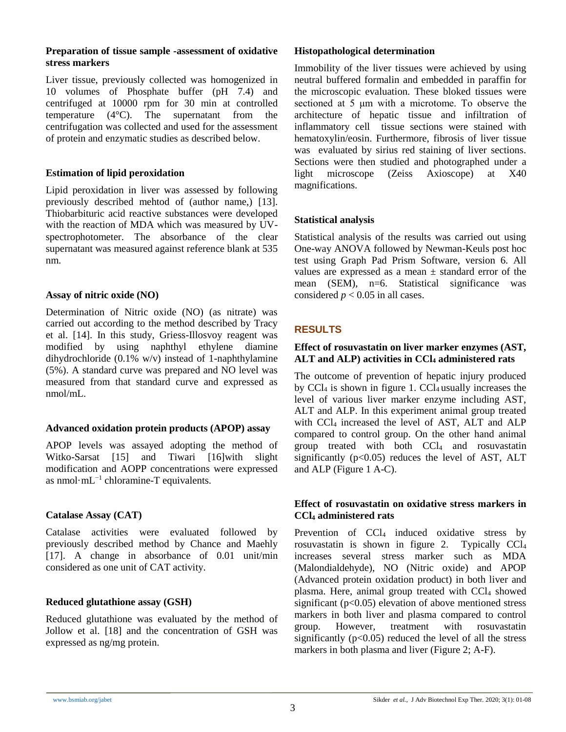**Preparation of tissue sample -assessment of oxidative stress markers**

Liver tissue, previously collected was homogenized in 10 volumes of Phosphate buffer (pH 7.4) and centrifuged at 10000 rpm for 30 min at controlled temperature (4°C). The supernatant from the centrifugation was collected and used for the assessment of protein and enzymatic studies as described below.

**Estimation of lipid peroxidation**

Lipid peroxidation in liver was assessed by following previously described mehtod of (author name,) [13]. Thiobarbituric acid reactive substances were developed with the reaction of MDA which was measured by UV-spectrophotometer. The absorbance of the clear supernatant was measured against reference blank at 535 nm.

**Assay of nitric oxide (NO)**

Determination of Nitric oxide (NO) (as nitrate) was carried out according to the method described by Tracy et al. [14]. In this study, Griess-Illosvoy reagent was modified by using naphthyl ethylene diamine dihydrochloride (0.1% w/v) instead of 1-naphthylamine (5%). A standard curve was prepared and NO level was measured from that standard curve and expressed as nmol/mL.

**Advanced oxidation protein products (APOP) assay**

APOP levels was assayed adopting the method of Witko-Sarsat [15] and Tiwari [16]with slight modification and AOPP concentrations were expressed as $nmol \cdot mL^{-1}$ chloramine-T equivalents.

**Catalase Assay (CAT)**

Catalase activities were evaluated followed by previously described method by Chance and Maehly [17]. A change in absorbance of 0.01 unit/min considered as one unit of CAT activity.

**Reduced glutathione assay (GSH)**

Reduced glutathione was evaluated by the method of Jollow et al. [18] and the concentration of GSH was expressed as ng/mg protein.

**Histopathological determination**

Immobility of the liver tissues were achieved by using neutral buffered formalin and embedded in paraffin for the microscopic evaluation. These bloked tissues were sectioned at 5 μm with a microtome. To observe the architecture of hepatic tissue and infiltration of inflammatory cell tissue sections were stained with hematoxylin/eosin. Furthermore, fibrosis of liver tissue was evaluated by sirius red staining of liver sections. Sections were then studied and photographed under a light microscope (Zeiss Axioscope) at X40 magnifications.

**Statistical analysis**

Statistical analysis of the results was carried out using One-way ANOVA followed by Newman-Keuls post hoc test using Graph Pad Prism Software, version 6. All values are expressed as a mean ± standard error of the mean (SEM), n=6. Statistical significance was considered $p < 0.05$ in all cases.

## RESULTS

**Effect of rosuvastatin on liver marker enzymes (AST, ALT and ALP) activities in $CCl_4$ administered rats**

The outcome of prevention of hepatic injury produced by $CCl_4$ is shown in figure 1. $CCl_4$ usually increases the level of various liver marker enzyme including AST, ALT and ALP. In this experiment animal group treated with $CCl_4$ increased the level of AST, ALT and ALP compared to control group. On the other hand animal group treated with both $CCl_4$ and rosuvastatin significantly ($p<0.05$) reduces the level of AST, ALT and ALP (Figure 1 A-C).

**Effect of rosuvastatin on oxidative stress markers in $CCl_4$ administered rats**

Prevention of $CCl_4$ induced oxidative stress by rosuvastatin is shown in figure 2. Typically $CCl_4$ increases several stress marker such as MDA (Malondialdehyde), NO (Nitric oxide) and APOP (Advanced protein oxidation product) in both liver and plasma. Here, animal group treated with $CCl_4$ showed significant ($p<0.05$) elevation of above mentioned stress markers in both liver and plasma compared to control group. However, treatment with rosuvastatin significantly ($p<0.05$) reduced the level of all the stress markers in both plasma and liver (Figure 2; A-F).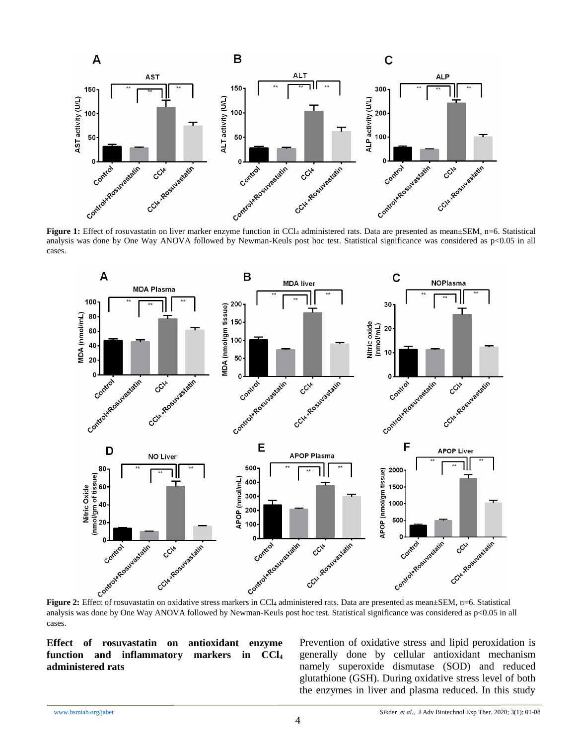**Figure 1:** Effect of rosuvastatin on liver marker enzyme function in $CCl_4$ administered rats. Data are presented as mean±SEM, n=6. Statistical analysis was done by One Way ANOVA followed by Newman-Keuls post hoc test. Statistical significance was considered as $p<0.05$ in all cases.

**Figure 2:** Effect of rosuvastatin on oxidative stress markers in $CCl_4$ administered rats. Data are presented as mean±SEM, n=6. Statistical analysis was done by One Way ANOVA followed by Newman-Keuls post hoc test. Statistical significance was considered as $p<0.05$ in all cases.

### Effect of rosuvastatin on antioxidant enzyme function and inflammatory markers in $CCl_4$ administered rats

Prevention of oxidative stress and lipid peroxidation is generally done by cellular antioxidant mechanism namely superoxide dismutase (SOD) and reduced glutathione (GSH). During oxidative stress level of both the enzymes in liver and plasma reduced. In this study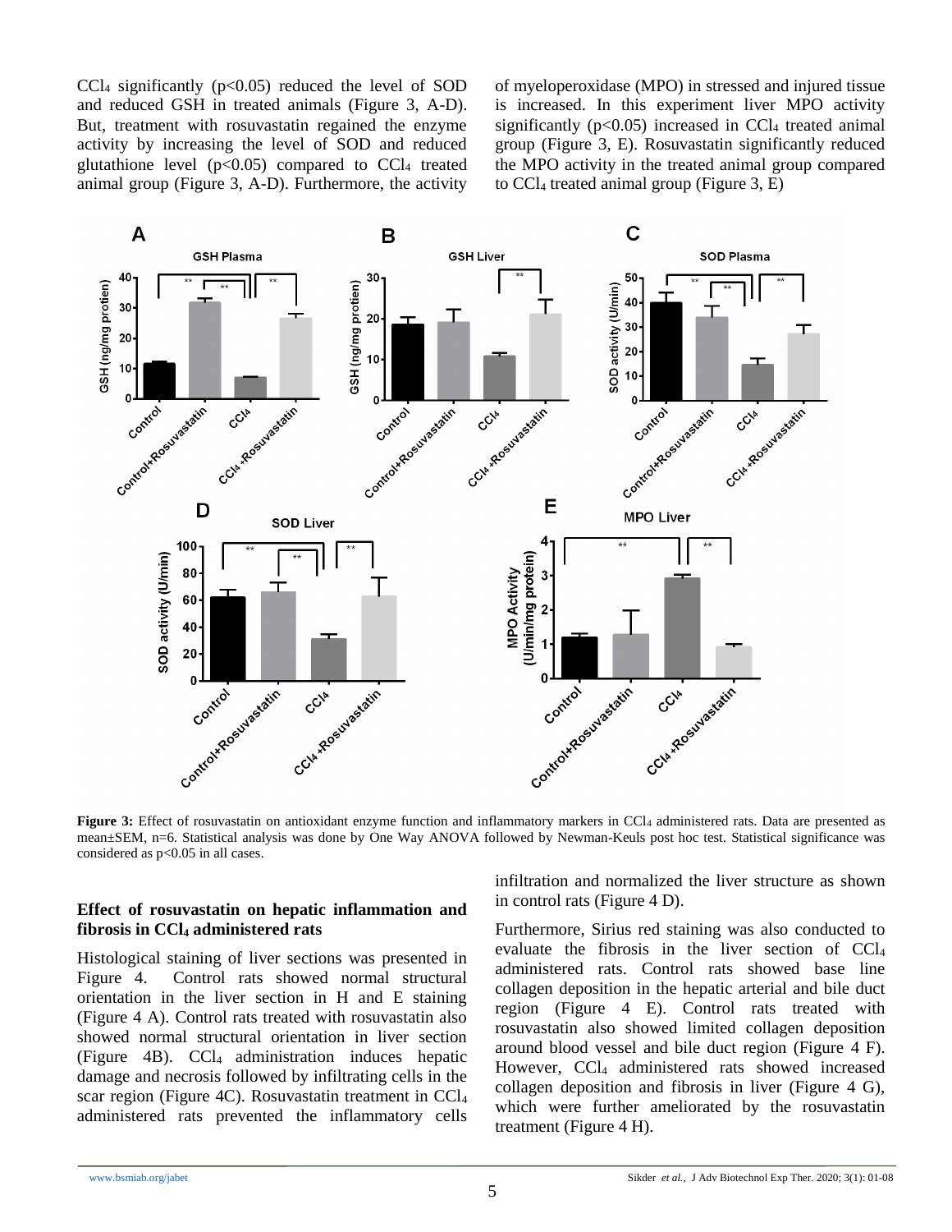$CCl_4$ significantly ($p<0.05$) reduced the level of SOD and reduced GSH in treated animals (Figure 3, A-D). But, treatment with rosuvastatin regained the enzyme activity by increasing the level of SOD and reduced glutathione level ($p<0.05$) compared to $CCl_4$ treated animal group (Figure 3, A-D). Furthermore, the activity of myeloperoxidase (MPO) in stressed and injured tissue is increased. In this experiment liver MPO activity significantly ($p<0.05$) increased in $CCl_4$ treated animal group (Figure 3, E). Rosuvastatin significantly reduced the MPO activity in the treated animal group compared to $CCl_4$ treated animal group (Figure 3, E)

**Figure 3:** Effect of rosuvastatin on antioxidant enzyme function and inflammatory markers in $CCl_4$ administered rats. Data are presented as mean±SEM, n=6. Statistical analysis was done by One Way ANOVA followed by Newman-Keuls post hoc test. Statistical significance was considered as $p<0.05$ in all cases.

### Effect of rosuvastatin on hepatic inflammation and fibrosis in $CCl_4$ administered rats

Histological staining of liver sections was presented in Figure 4. Control rats showed normal structural orientation in the liver section in H and E staining (Figure 4 A). Control rats treated with rosuvastatin also showed normal structural orientation in liver section (Figure 4B). $CCl_4$ administration induces hepatic damage and necrosis followed by infiltrating cells in the scar region (Figure 4C). Rosuvastatin treatment in $CCl_4$ administered rats prevented the inflammatory cells infiltration and normalized the liver structure as shown in control rats (Figure 4 D).

Furthermore, Sirius red staining was also conducted to evaluate the fibrosis in the liver section of $CCl_4$ administered rats. Control rats showed base line collagen deposition in the hepatic arterial and bile duct region (Figure 4 E). Control rats treated with rosuvastatin also showed limited collagen deposition around blood vessel and bile duct region (Figure 4 F). However, $CCl_4$ administered rats showed increased collagen deposition and fibrosis in liver (Figure 4 G), which were further ameliorated by the rosuvastatin treatment (Figure 4 H).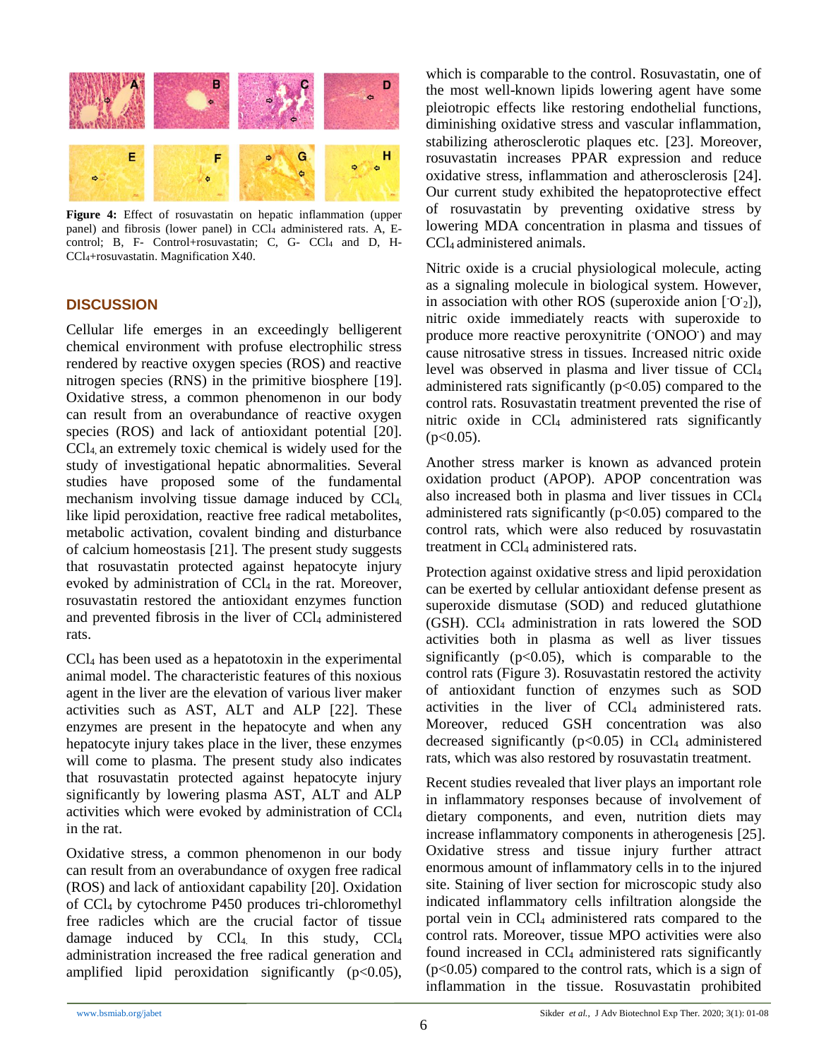**Figure 4:** Effect of rosuvastatin on hepatic inflammation (upper panel) and fibrosis (lower panel) in $CCl_4$ administered rats. A, E- control; B, F- Control+rosuvastatin; C, G- $CCl_4$ and D, H- $CCl_4$+rosuvastatin. Magnification X40.

## DISCUSSION

Cellular life emerges in an exceedingly belligerent chemical environment with profuse electrophilic stress rendered by reactive oxygen species (ROS) and reactive nitrogen species (RNS) in the primitive biosphere [19]. Oxidative stress, a common phenomenon in our body can result from an overabundance of reactive oxygen species (ROS) and lack of antioxidant potential [20]. $CCl_4$, an extremely toxic chemical is widely used for the study of investigational hepatic abnormalities. Several studies have proposed some of the fundamental mechanism involving tissue damage induced by $CCl_4$, like lipid peroxidation, reactive free radical metabolites, metabolic activation, covalent binding and disturbance of calcium homeostasis [21]. The present study suggests that rosuvastatin protected against hepatocyte injury evoked by administration of $CCl_4$ in the rat. Moreover, rosuvastatin restored the antioxidant enzymes function and prevented fibrosis in the liver of $CCl_4$ administered rats.

$CCl_4$ has been used as a hepatotoxin in the experimental animal model. The characteristic features of this noxious agent in the liver are the elevation of various liver maker activities such as AST, ALT and ALP [22]. These enzymes are present in the hepatocyte and when any hepatocyte injury takes place in the liver, these enzymes will come to plasma. The present study also indicates that rosuvastatin protected against hepatocyte injury significantly by lowering plasma AST, ALT and ALP activities which were evoked by administration of $CCl_4$ in the rat.

Oxidative stress, a common phenomenon in our body can result from an overabundance of oxygen free radical (ROS) and lack of antioxidant capability [20]. Oxidation of $CCl_4$ by cytochrome P450 produces tri-chloromethyl free radicles which are the crucial factor of tissue damage induced by $CCl_4$. In this study, $CCl_4$ administration increased the free radical generation and amplified lipid peroxidation significantly ($p<0.05$), which is comparable to the control. Rosuvastatin, one of the most well-known lipids lowering agent have some pleiotropic effects like restoring endothelial functions, diminishing oxidative stress and vascular inflammation, stabilizing atherosclerotic plaques etc. [23]. Moreover, rosuvastatin increases PPAR expression and reduce oxidative stress, inflammation and atherosclerosis [24]. Our current study exhibited the hepatoprotective effect of rosuvastatin by preventing oxidative stress by lowering MDA concentration in plasma and tissues of $CCl_4$ administered animals.

Nitric oxide is a crucial physiological molecule, acting as a signaling molecule in biological system. However, in association with other ROS (superoxide anion [$^{-}O^{\cdot}_2$]), nitric oxide immediately reacts with superoxide to produce more reactive peroxynitrite ($^{-}ONOO^{\cdot}$) and may cause nitrosative stress in tissues. Increased nitric oxide level was observed in plasma and liver tissue of $CCl_4$ administered rats significantly ($p<0.05$) compared to the control rats. Rosuvastatin treatment prevented the rise of nitric oxide in $CCl_4$ administered rats significantly ($p<0.05$).

Another stress marker is known as advanced protein oxidation product (APOP). APOP concentration was also increased both in plasma and liver tissues in $CCl_4$ administered rats significantly ($p<0.05$) compared to the control rats, which were also reduced by rosuvastatin treatment in $CCl_4$ administered rats.

Protection against oxidative stress and lipid peroxidation can be exerted by cellular antioxidant defense present as superoxide dismutase (SOD) and reduced glutathione (GSH). $CCl_4$ administration in rats lowered the SOD activities both in plasma as well as liver tissues significantly ($p<0.05$), which is comparable to the control rats (Figure 3). Rosuvastatin restored the activity of antioxidant function of enzymes such as SOD activities in the liver of $CCl_4$ administered rats. Moreover, reduced GSH concentration was also decreased significantly ($p<0.05$) in $CCl_4$ administered rats, which was also restored by rosuvastatin treatment.

Recent studies revealed that liver plays an important role in inflammatory responses because of involvement of dietary components, and even, nutrition diets may increase inflammatory components in atherogenesis [25]. Oxidative stress and tissue injury further attract enormous amount of inflammatory cells in to the injured site. Staining of liver section for microscopic study also indicated inflammatory cells infiltration alongside the portal vein in $CCl_4$ administered rats compared to the control rats. Moreover, tissue MPO activities were also found increased in $CCl_4$ administered rats significantly ($p<0.05$) compared to the control rats, which is a sign of inflammation in the tissue. Rosuvastatin prohibited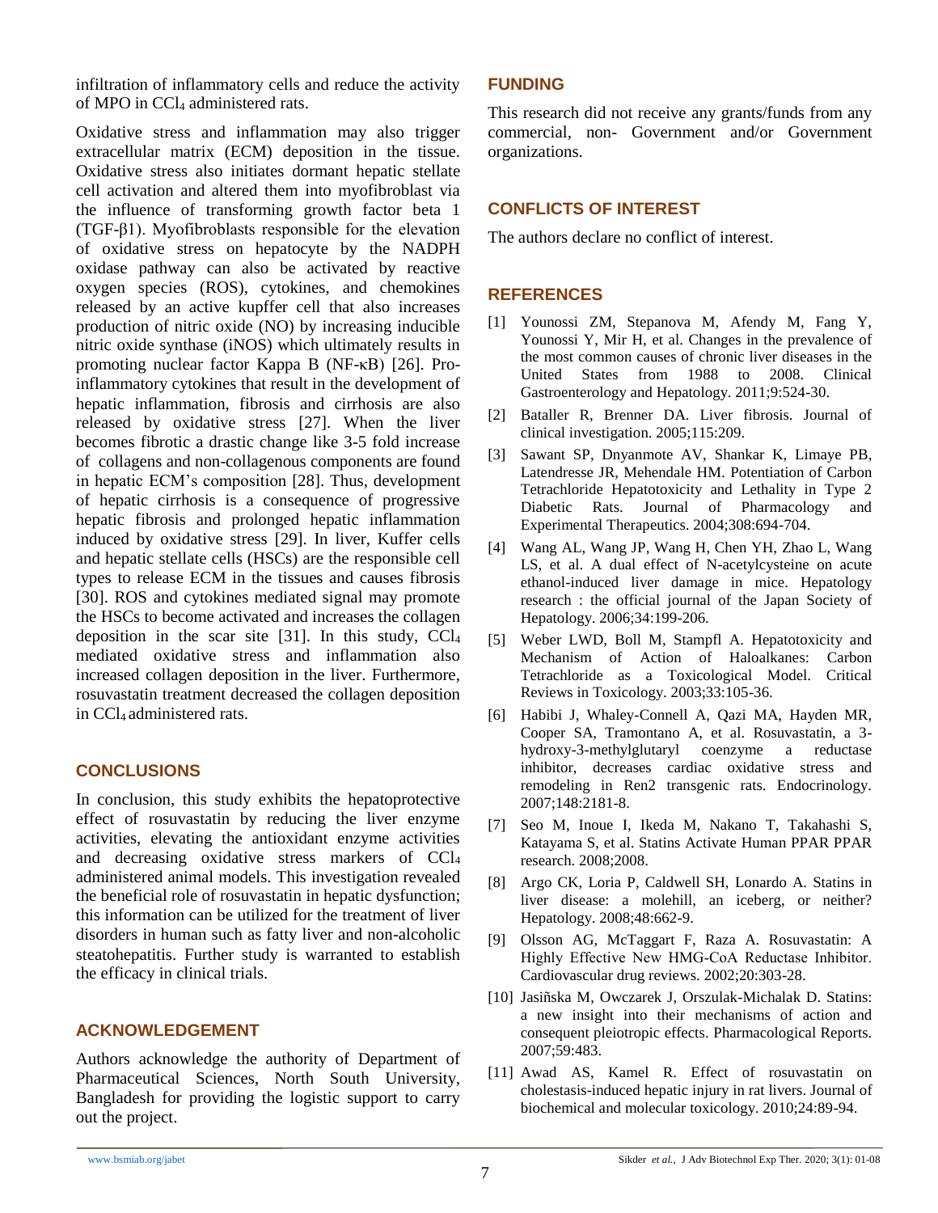infiltration of inflammatory cells and reduce the activity of MPO in $CCl_4$ administered rats.

Oxidative stress and inflammation may also trigger extracellular matrix (ECM) deposition in the tissue. Oxidative stress also initiates dormant hepatic stellate cell activation and altered them into myofibroblast via the influence of transforming growth factor beta 1 (TGF-β1). Myofibroblasts responsible for the elevation of oxidative stress on hepatocyte by the NADPH oxidase pathway can also be activated by reactive oxygen species (ROS), cytokines, and chemokines released by an active kupffer cell that also increases production of nitric oxide (NO) by increasing inducible nitric oxide synthase (iNOS) which ultimately results in promoting nuclear factor Kappa B (NF-κB) [26]. Pro-inflammatory cytokines that result in the development of hepatic inflammation, fibrosis and cirrhosis are also released by oxidative stress [27]. When the liver becomes fibrotic a drastic change like 3-5 fold increase of collagens and non-collagenous components are found in hepatic ECM's composition [28]. Thus, development of hepatic cirrhosis is a consequence of progressive hepatic fibrosis and prolonged hepatic inflammation induced by oxidative stress [29]. In liver, Kuffer cells and hepatic stellate cells (HSCs) are the responsible cell types to release ECM in the tissues and causes fibrosis [30]. ROS and cytokines mediated signal may promote the HSCs to become activated and increases the collagen deposition in the scar site [31]. In this study, $CCl_4$ mediated oxidative stress and inflammation also increased collagen deposition in the liver. Furthermore, rosuvastatin treatment decreased the collagen deposition in $CCl_4$ administered rats.

## CONCLUSIONS

In conclusion, this study exhibits the hepatoprotective effect of rosuvastatin by reducing the liver enzyme activities, elevating the antioxidant enzyme activities and decreasing oxidative stress markers of $CCl_4$ administered animal models. This investigation revealed the beneficial role of rosuvastatin in hepatic dysfunction; this information can be utilized for the treatment of liver disorders in human such as fatty liver and non-alcoholic steatohepatitis. Further study is warranted to establish the efficacy in clinical trials.

## ACKNOWLEDGEMENT

Authors acknowledge the authority of Department of Pharmaceutical Sciences, North South University, Bangladesh for providing the logistic support to carry out the project.

## FUNDING

This research did not receive any grants/funds from any commercial, non- Government and/or Government organizations.

## CONFLICTS OF INTEREST

The authors declare no conflict of interest.

## REFERENCES

[1] Younossi ZM, Stepanova M, Afendy M, Fang Y, Younossi Y, Mir H, et al. Changes in the prevalence of the most common causes of chronic liver diseases in the United States from 1988 to 2008. Clinical Gastroenterology and Hepatology. 2011;9:524-30.

[2] Bataller R, Brenner DA. Liver fibrosis. Journal of clinical investigation. 2005;115:209.

[3] Sawant SP, Dnyanmote AV, Shankar K, Limaye PB, Latendresse JR, Mehendale HM. Potentiation of Carbon Tetrachloride Hepatotoxicity and Lethality in Type 2 Diabetic Rats. Journal of Pharmacology and Experimental Therapeutics. 2004;308:694-704.

[4] Wang AL, Wang JP, Wang H, Chen YH, Zhao L, Wang LS, et al. A dual effect of N-acetylcysteine on acute ethanol-induced liver damage in mice. Hepatology research : the official journal of the Japan Society of Hepatology. 2006;34:199-206.

[5] Weber LWD, Boll M, Stampfl A. Hepatotoxicity and Mechanism of Action of Haloalkanes: Carbon Tetrachloride as a Toxicological Model. Critical Reviews in Toxicology. 2003;33:105-36.

[6] Habibi J, Whaley-Connell A, Qazi MA, Hayden MR, Cooper SA, Tramontano A, et al. Rosuvastatin, a 3-hydroxy-3-methylglutaryl coenzyme a reductase inhibitor, decreases cardiac oxidative stress and remodeling in Ren2 transgenic rats. Endocrinology. 2007;148:2181-8.

[7] Seo M, Inoue I, Ikeda M, Nakano T, Takahashi S, Katayama S, et al. Statins Activate Human PPAR PPAR research. 2008;2008.

[8] Argo CK, Loria P, Caldwell SH, Lonardo A. Statins in liver disease: a molehill, an iceberg, or neither? Hepatology. 2008;48:662-9.

[9] Olsson AG, McTaggart F, Raza A. Rosuvastatin: A Highly Effective New HMG-CoA Reductase Inhibitor. Cardiovascular drug reviews. 2002;20:303-28.

[10] Jasiñska M, Owczarek J, Orszulak-Michalak D. Statins: a new insight into their mechanisms of action and consequent pleiotropic effects. Pharmacological Reports. 2007;59:483.

[11] Awad AS, Kamel R. Effect of rosuvastatin on cholestasis-induced hepatic injury in rat livers. Journal of biochemical and molecular toxicology. 2010;24:89-94.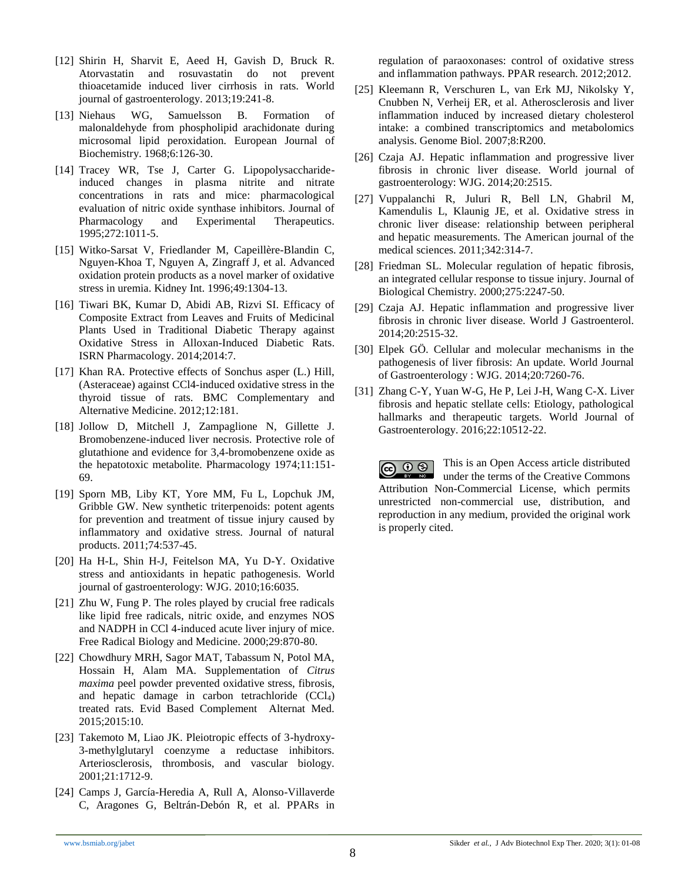[12] Shirin H, Sharvit E, Aeed H, Gavish D, Bruck R. Atorvastatin and rosuvastatin do not prevent thioacetamide induced liver cirrhosis in rats. World journal of gastroenterology. 2013;19:241-8.

[13] Niehaus WG, Samuelsson B. Formation of malonaldehyde from phospholipid arachidonate during microsomal lipid peroxidation. European Journal of Biochemistry. 1968;6:126-30.

[14] Tracey WR, Tse J, Carter G. Lipopolysaccharide-induced changes in plasma nitrite and nitrate concentrations in rats and mice: pharmacological evaluation of nitric oxide synthase inhibitors. Journal of Pharmacology and Experimental Therapeutics. 1995;272:1011-5.

[15] Witko-Sarsat V, Friedlander M, Capeillère-Blandin C, Nguyen-Khoa T, Nguyen A, Zingraff J, et al. Advanced oxidation protein products as a novel marker of oxidative stress in uremia. Kidney Int. 1996;49:1304-13.

[16] Tiwari BK, Kumar D, Abidi AB, Rizvi SI. Efficacy of Composite Extract from Leaves and Fruits of Medicinal Plants Used in Traditional Diabetic Therapy against Oxidative Stress in Alloxan-Induced Diabetic Rats. ISRN Pharmacology. 2014;2014:7.

[17] Khan RA. Protective effects of Sonchus asper (L.) Hill, (Asteraceae) against CCl4-induced oxidative stress in the thyroid tissue of rats. BMC Complementary and Alternative Medicine. 2012;12:181.

[18] Jollow D, Mitchell J, Zampaglione N, Gillette J. Bromobenzene-induced liver necrosis. Protective role of glutathione and evidence for 3,4-bromobenzene oxide as the hepatotoxic metabolite. Pharmacology 1974;11:151-69.

[19] Sporn MB, Liby KT, Yore MM, Fu L, Lopchuk JM, Gribble GW. New synthetic triterpenoids: potent agents for prevention and treatment of tissue injury caused by inflammatory and oxidative stress. Journal of natural products. 2011;74:537-45.

[20] Ha H-L, Shin H-J, Feitelson MA, Yu D-Y. Oxidative stress and antioxidants in hepatic pathogenesis. World journal of gastroenterology: WJG. 2010;16:6035.

[21] Zhu W, Fung P. The roles played by crucial free radicals like lipid free radicals, nitric oxide, and enzymes NOS and NADPH in CCl 4-induced acute liver injury of mice. Free Radical Biology and Medicine. 2000;29:870-80.

[22] Chowdhury MRH, Sagor MAT, Tabassum N, Potol MA, Hossain H, Alam MA. Supplementation of *Citrus maxima* peel powder prevented oxidative stress, fibrosis, and hepatic damage in carbon tetrachloride ($CCl_4$) treated rats. Evid Based Complement Alternat Med. 2015;2015:10.

[23] Takemoto M, Liao JK. Pleiotropic effects of 3-hydroxy-3-methylglutaryl coenzyme a reductase inhibitors. Arteriosclerosis, thrombosis, and vascular biology. 2001;21:1712-9.

[24] Camps J, García-Heredia A, Rull A, Alonso-Villaverde C, Aragones G, Beltrán-Debón R, et al. PPARs in regulation of paraoxonases: control of oxidative stress and inflammation pathways. PPAR research. 2012;2012.

[25] Kleemann R, Verschuren L, van Erk MJ, Nikolsky Y, Cnubben N, Verheij ER, et al. Atherosclerosis and liver inflammation induced by increased dietary cholesterol intake: a combined transcriptomics and metabolomics analysis. Genome Biol. 2007;8:R200.

[26] Czaja AJ. Hepatic inflammation and progressive liver fibrosis in chronic liver disease. World journal of gastroenterology: WJG. 2014;20:2515.

[27] Vuppalanchi R, Juluri R, Bell LN, Ghabril M, Kamendulis L, Klaunig JE, et al. Oxidative stress in chronic liver disease: relationship between peripheral and hepatic measurements. The American journal of the medical sciences. 2011;342:314-7.

[28] Friedman SL. Molecular regulation of hepatic fibrosis, an integrated cellular response to tissue injury. Journal of Biological Chemistry. 2000;275:2247-50.

[29] Czaja AJ. Hepatic inflammation and progressive liver fibrosis in chronic liver disease. World J Gastroenterol. 2014;20:2515-32.

[30] Elpek GÖ. Cellular and molecular mechanisms in the pathogenesis of liver fibrosis: An update. World Journal of Gastroenterology : WJG. 2014;20:7260-76.

[31] Zhang C-Y, Yuan W-G, He P, Lei J-H, Wang C-X. Liver fibrosis and hepatic stellate cells: Etiology, pathological hallmarks and therapeutic targets. World Journal of Gastroenterology. 2016;22:10512-22.

This is an Open Access article distributed under the terms of the Creative Commons Attribution Non-Commercial License, which permits unrestricted non-commercial use, distribution, and reproduction in any medium, provided the original work is properly cited.